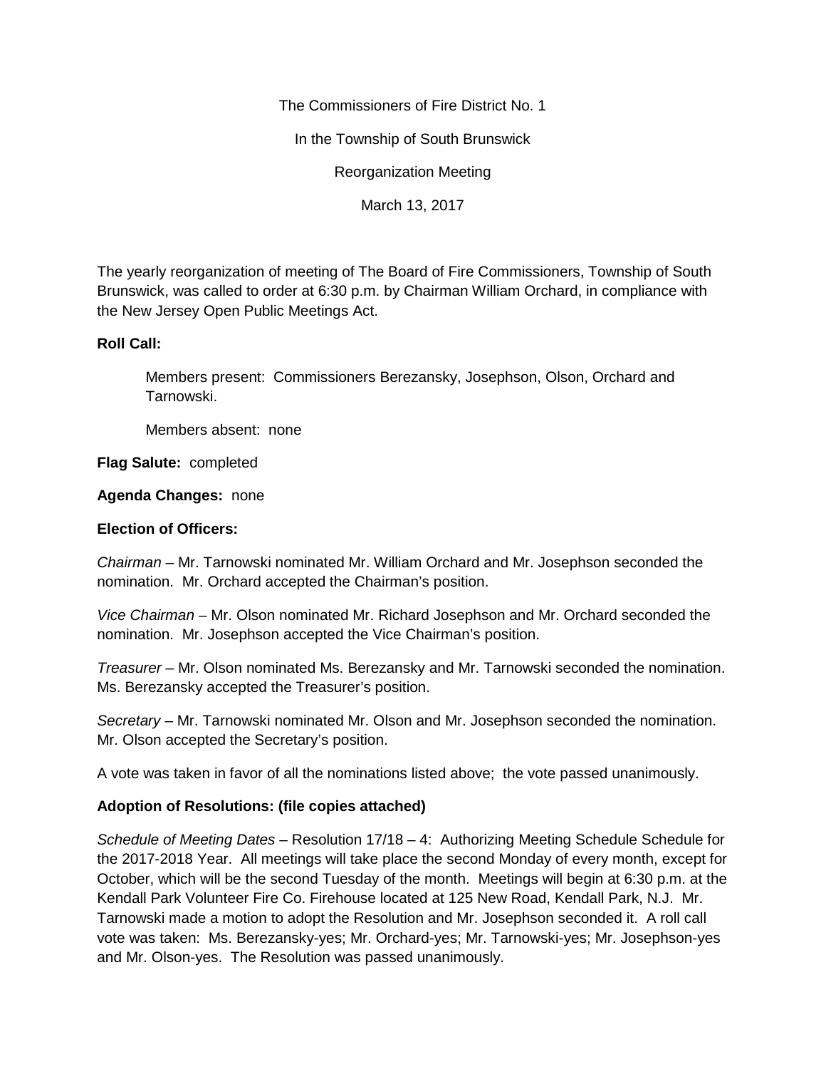The Commissioners of Fire District No. 1

In the Township of South Brunswick

Reorganization Meeting

March 13, 2017

The yearly reorganization of meeting of The Board of Fire Commissioners, Township of South Brunswick, was called to order at 6:30 p.m. by Chairman William Orchard, in compliance with the New Jersey Open Public Meetings Act.

**Roll Call:**

Members present: Commissioners Berezansky, Josephson, Olson, Orchard and Tarnowski.

Members absent: none

**Flag Salute:** completed

**Agenda Changes:** none

**Election of Officers:**

*Chairman* – Mr. Tarnowski nominated Mr. William Orchard and Mr. Josephson seconded the nomination. Mr. Orchard accepted the Chairman's position.

*Vice Chairman* – Mr. Olson nominated Mr. Richard Josephson and Mr. Orchard seconded the nomination. Mr. Josephson accepted the Vice Chairman's position.

*Treasurer* – Mr. Olson nominated Ms. Berezansky and Mr. Tarnowski seconded the nomination. Ms. Berezansky accepted the Treasurer's position.

*Secretary* – Mr. Tarnowski nominated Mr. Olson and Mr. Josephson seconded the nomination. Mr. Olson accepted the Secretary's position.

A vote was taken in favor of all the nominations listed above; the vote passed unanimously.

**Adoption of Resolutions: (file copies attached)**

*Schedule of Meeting Dates* – Resolution 17/18 – 4: Authorizing Meeting Schedule Schedule for the 2017-2018 Year. All meetings will take place the second Monday of every month, except for October, which will be the second Tuesday of the month. Meetings will begin at 6:30 p.m. at the Kendall Park Volunteer Fire Co. Firehouse located at 125 New Road, Kendall Park, N.J. Mr. Tarnowski made a motion to adopt the Resolution and Mr. Josephson seconded it. A roll call vote was taken: Ms. Berezansky-yes; Mr. Orchard-yes; Mr. Tarnowski-yes; Mr. Josephson-yes and Mr. Olson-yes. The Resolution was passed unanimously.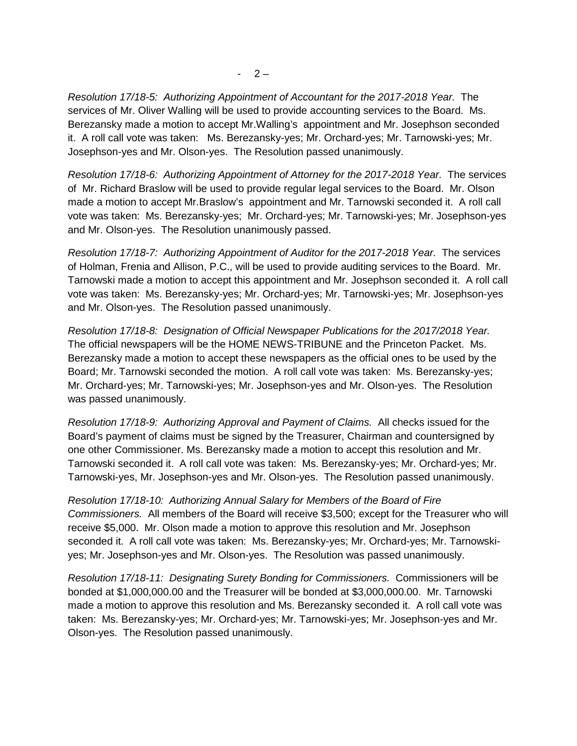*Resolution 17/18-5: Authorizing Appointment of Accountant for the 2017-2018 Year.* The services of Mr. Oliver Walling will be used to provide accounting services to the Board. Ms. Berezansky made a motion to accept Mr.Walling's appointment and Mr. Josephson seconded it. A roll call vote was taken: Ms. Berezansky-yes; Mr. Orchard-yes; Mr. Tarnowski-yes; Mr. Josephson-yes and Mr. Olson-yes. The Resolution passed unanimously.

*Resolution 17/18-6: Authorizing Appointment of Attorney for the 2017-2018 Year.* The services of Mr. Richard Braslow will be used to provide regular legal services to the Board. Mr. Olson made a motion to accept Mr.Braslow's appointment and Mr. Tarnowski seconded it. A roll call vote was taken: Ms. Berezansky-yes; Mr. Orchard-yes; Mr. Tarnowski-yes; Mr. Josephson-yes and Mr. Olson-yes. The Resolution unanimously passed.

*Resolution 17/18-7: Authorizing Appointment of Auditor for the 2017-2018 Year.* The services of Holman, Frenia and Allison, P.C., will be used to provide auditing services to the Board. Mr. Tarnowski made a motion to accept this appointment and Mr. Josephson seconded it. A roll call vote was taken: Ms. Berezansky-yes; Mr. Orchard-yes; Mr. Tarnowski-yes; Mr. Josephson-yes and Mr. Olson-yes. The Resolution passed unanimously.

*Resolution 17/18-8: Designation of Official Newspaper Publications for the 2017/2018 Year.* The official newspapers will be the HOME NEWS-TRIBUNE and the Princeton Packet. Ms. Berezansky made a motion to accept these newspapers as the official ones to be used by the Board; Mr. Tarnowski seconded the motion. A roll call vote was taken: Ms. Berezansky-yes; Mr. Orchard-yes; Mr. Tarnowski-yes; Mr. Josephson-yes and Mr. Olson-yes. The Resolution was passed unanimously.

*Resolution 17/18-9: Authorizing Approval and Payment of Claims.* All checks issued for the Board's payment of claims must be signed by the Treasurer, Chairman and countersigned by one other Commissioner. Ms. Berezansky made a motion to accept this resolution and Mr. Tarnowski seconded it. A roll call vote was taken: Ms. Berezansky-yes; Mr. Orchard-yes; Mr. Tarnowski-yes, Mr. Josephson-yes and Mr. Olson-yes. The Resolution passed unanimously.

*Resolution 17/18-10: Authorizing Annual Salary for Members of the Board of Fire Commissioners.* All members of the Board will receive $3,500; except for the Treasurer who will receive $5,000. Mr. Olson made a motion to approve this resolution and Mr. Josephson seconded it. A roll call vote was taken: Ms. Berezansky-yes; Mr. Orchard-yes; Mr. Tarnowski-yes; Mr. Josephson-yes and Mr. Olson-yes. The Resolution was passed unanimously.

*Resolution 17/18-11: Designating Surety Bonding for Commissioners.* Commissioners will be bonded at $1,000,000.00 and the Treasurer will be bonded at $3,000,000.00. Mr. Tarnowski made a motion to approve this resolution and Ms. Berezansky seconded it. A roll call vote was taken: Ms. Berezansky-yes; Mr. Orchard-yes; Mr. Tarnowski-yes; Mr. Josephson-yes and Mr. Olson-yes. The Resolution passed unanimously.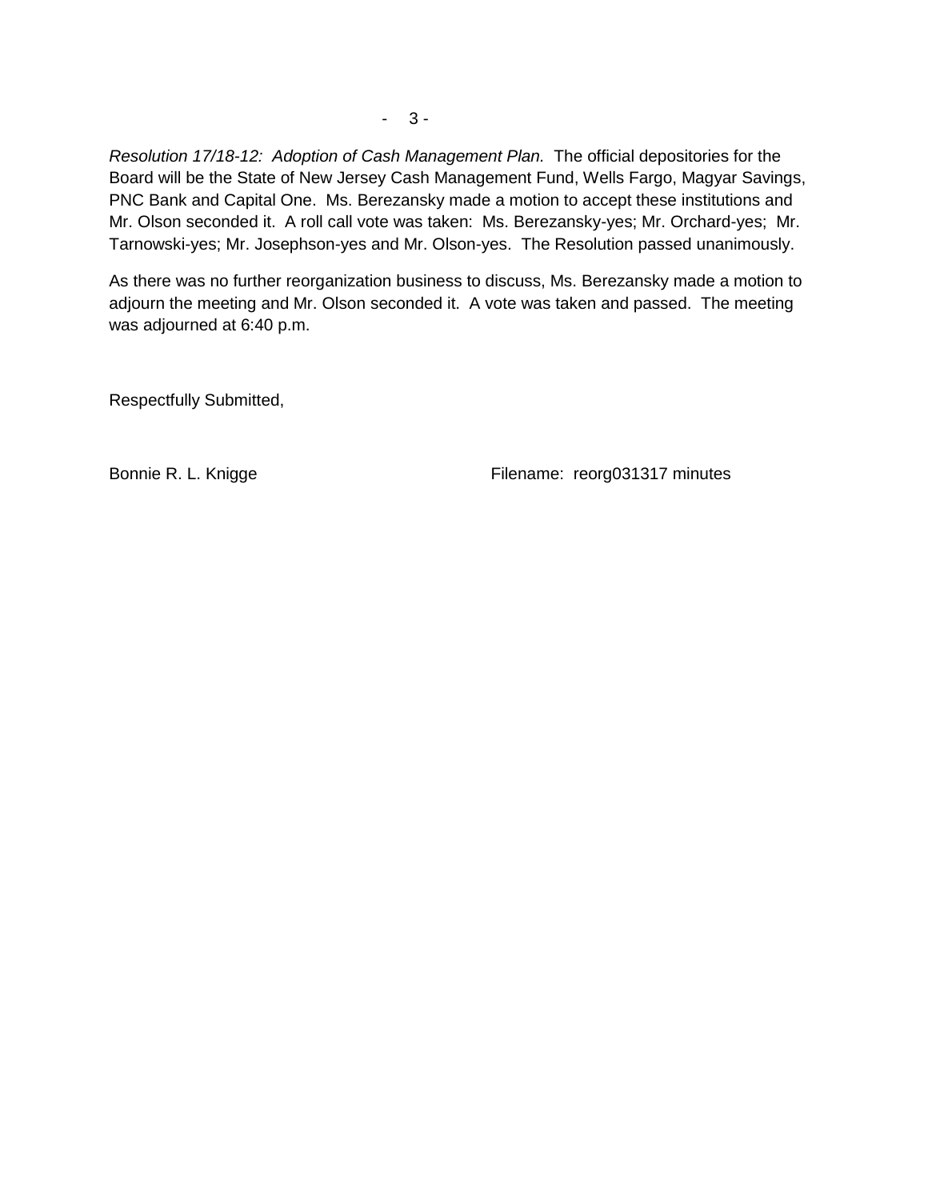*Resolution 17/18-12: Adoption of Cash Management Plan.* The official depositories for the Board will be the State of New Jersey Cash Management Fund, Wells Fargo, Magyar Savings, PNC Bank and Capital One. Ms. Berezansky made a motion to accept these institutions and Mr. Olson seconded it. A roll call vote was taken: Ms. Berezansky-yes; Mr. Orchard-yes; Mr. Tarnowski-yes; Mr. Josephson-yes and Mr. Olson-yes. The Resolution passed unanimously.

As there was no further reorganization business to discuss, Ms. Berezansky made a motion to adjourn the meeting and Mr. Olson seconded it. A vote was taken and passed. The meeting was adjourned at 6:40 p.m.

Respectfully Submitted,

Bonnie R. L. Knigge

Filename: reorg031317 minutes